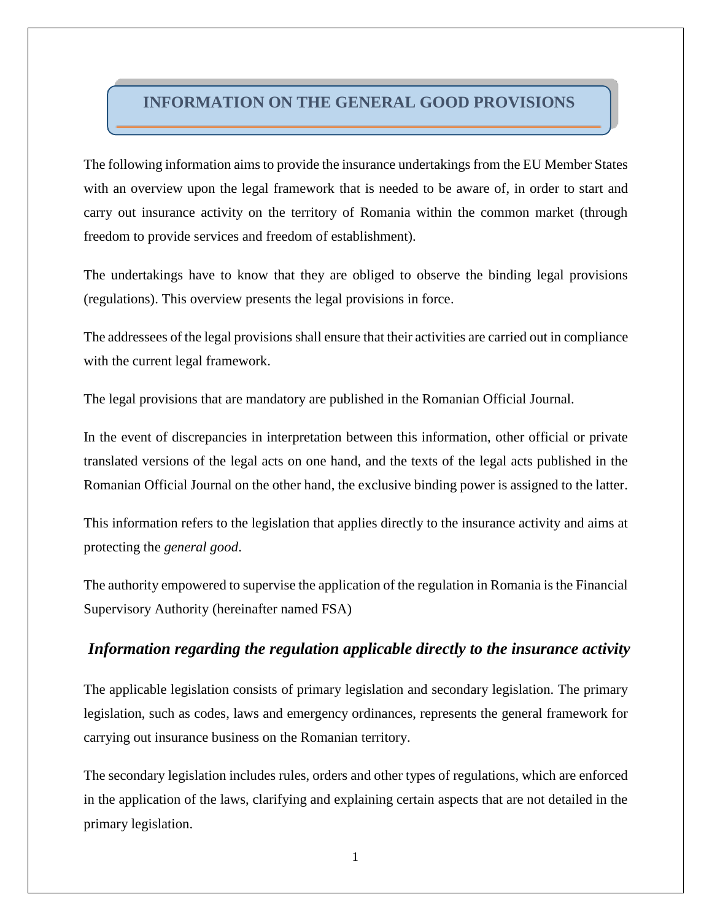# INFORMATION ON THE GENERAL GOOD PROVISIONS

The following information aims to provide the insurance undertakings from the EU Member States with an overview upon the legal framework that is needed to be aware of, in order to start and carry out insurance activity on the territory of Romania within the common market (through freedom to provide services and freedom of establishment).

The undertakings have to know that they are obliged to observe the binding legal provisions (regulations). This overview presents the legal provisions in force.

The addressees of the legal provisions shall ensure that their activities are carried out in compliance with the current legal framework.

The legal provisions that are mandatory are published in the Romanian Official Journal.

In the event of discrepancies in interpretation between this information, other official or private translated versions of the legal acts on one hand, and the texts of the legal acts published in the Romanian Official Journal on the other hand, the exclusive binding power is assigned to the latter.

This information refers to the legislation that applies directly to the insurance activity and aims at protecting the *general good*.

The authority empowered to supervise the application of the regulation in Romania is the Financial Supervisory Authority (hereinafter named FSA)

## *Information regarding the regulation applicable directly to the insurance activity*

The applicable legislation consists of primary legislation and secondary legislation. The primary legislation, such as codes, laws and emergency ordinances, represents the general framework for carrying out insurance business on the Romanian territory.

The secondary legislation includes rules, orders and other types of regulations, which are enforced in the application of the laws, clarifying and explaining certain aspects that are not detailed in the primary legislation.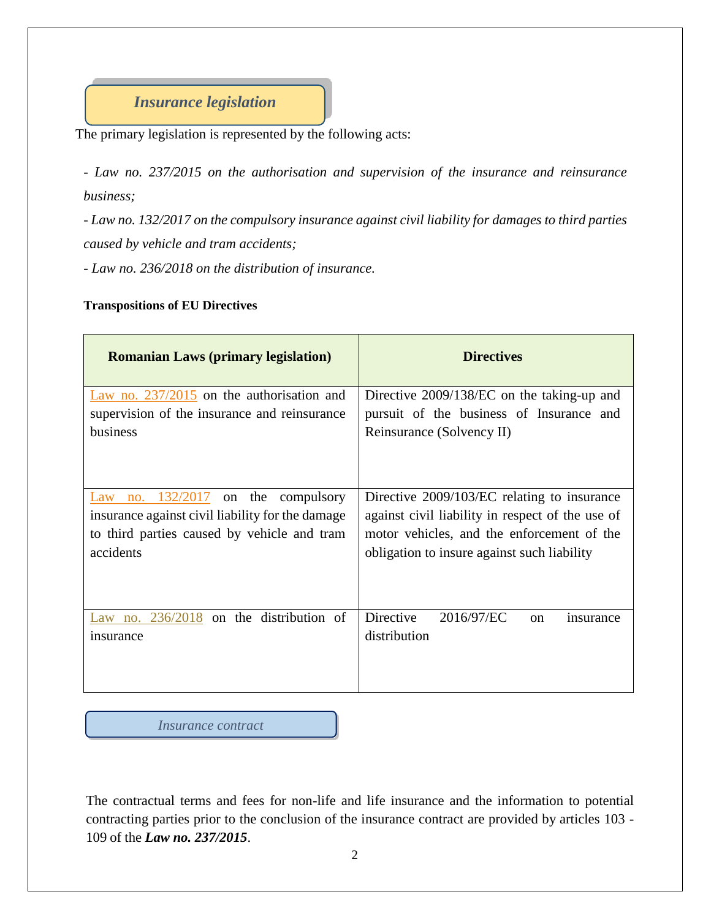## *Insurance legislation*

The primary legislation is represented by the following acts:

- *Law no. 237/2015 on the authorisation and supervision of the insurance and reinsurance business;*
- *Law no. 132/2017 on the compulsory insurance against civil liability for damages to third parties caused by vehicle and tram accidents;*
- *Law no. 236/2018 on the distribution of insurance.*

**Transpositions of EU Directives**

| Romanian Laws (primary legislation) | Directives |
|---|---|
| Law no. 237/2015 on the authorisation and supervision of the insurance and reinsurance business | Directive 2009/138/EC on the taking-up and pursuit of the business of Insurance and Reinsurance (Solvency II) |
| Law no. 132/2017 on the compulsory insurance against civil liability for the damage to third parties caused by vehicle and tram accidents | Directive 2009/103/EC relating to insurance against civil liability in respect of the use of motor vehicles, and the enforcement of the obligation to insure against such liability |
| Law no. 236/2018 on the distribution of insurance | Directive 2016/97/EC on insurance distribution |

## *Insurance contract*

The contractual terms and fees for non-life and life insurance and the information to potential contracting parties prior to the conclusion of the insurance contract are provided by articles 103 - 109 of the ***Law no. 237/2015***.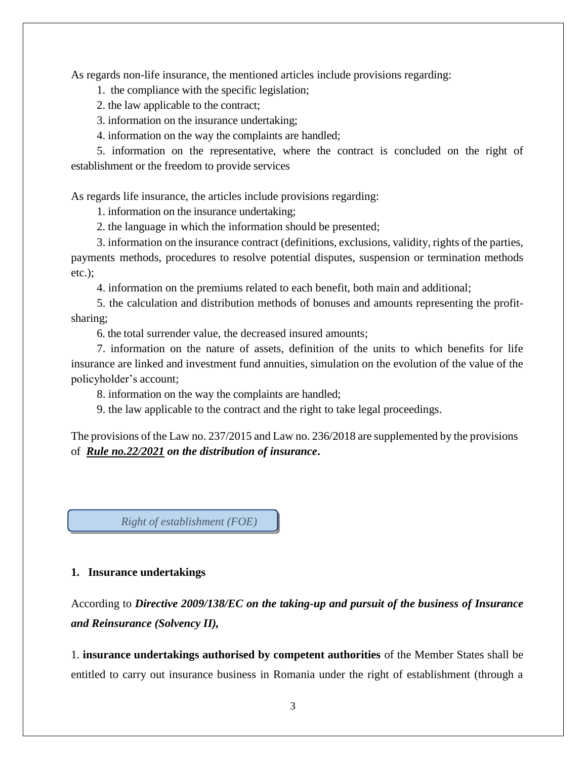As regards non-life insurance, the mentioned articles include provisions regarding:

1. the compliance with the specific legislation;
2. the law applicable to the contract;
3. information on the insurance undertaking;
4. information on the way the complaints are handled;
5. information on the representative, where the contract is concluded on the right of establishment or the freedom to provide services

As regards life insurance, the articles include provisions regarding:

1. information on the insurance undertaking;
2. the language in which the information should be presented;
3. information on the insurance contract (definitions, exclusions, validity, rights of the parties, payments methods, procedures to resolve potential disputes, suspension or termination methods etc.);
4. information on the premiums related to each benefit, both main and additional;
5. the calculation and distribution methods of bonuses and amounts representing the profit-sharing;
6. the total surrender value, the decreased insured amounts;
7. information on the nature of assets, definition of the units to which benefits for life insurance are linked and investment fund annuities, simulation on the evolution of the value of the policyholder's account;
8. information on the way the complaints are handled;
9. the law applicable to the contract and the right to take legal proceedings.

The provisions of the Law no. 237/2015 and Law no. 236/2018 are supplemented by the provisions of ***Rule no.22/2021* on the distribution of insurance**.

*Right of establishment (FOE)*

**1. Insurance undertakings**

According to ***Directive 2009/138/EC on the taking-up and pursuit of the business of Insurance and Reinsurance (Solvency II),***

1. **insurance undertakings authorised by competent authorities** of the Member States shall be entitled to carry out insurance business in Romania under the right of establishment (through a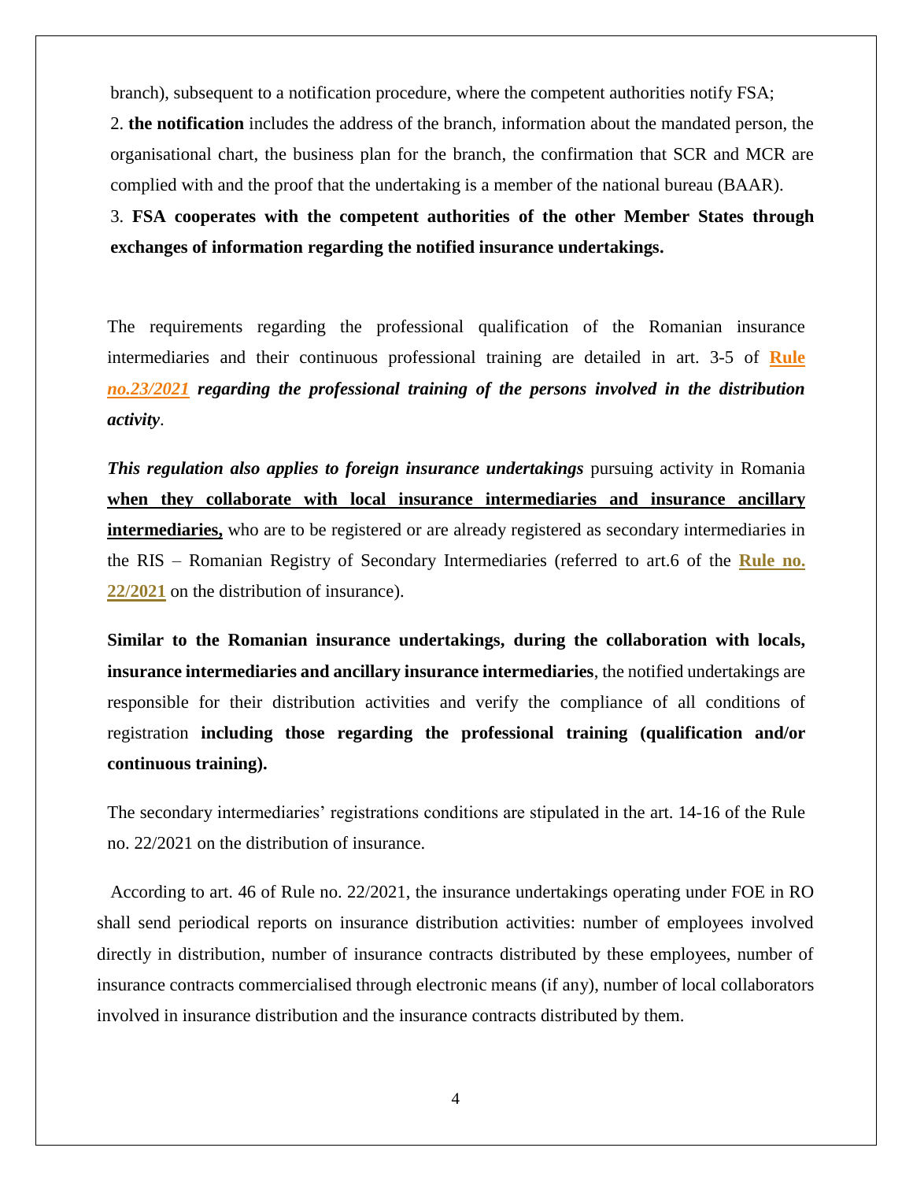branch), subsequent to a notification procedure, where the competent authorities notify FSA;

2. **the notification** includes the address of the branch, information about the mandated person, the organisational chart, the business plan for the branch, the confirmation that SCR and MCR are complied with and the proof that the undertaking is a member of the national bureau (BAAR).

3. **FSA cooperates with the competent authorities of the other Member States through exchanges of information regarding the notified insurance undertakings.**

The requirements regarding the professional qualification of the Romanian insurance intermediaries and their continuous professional training are detailed in art. 3-5 of **Rule *no.23/2021*** ***regarding the professional training of the persons involved in the distribution activity***.

***This regulation also applies to foreign insurance undertakings*** pursuing activity in Romania **when they collaborate with local insurance intermediaries and insurance ancillary intermediaries,** who are to be registered or are already registered as secondary intermediaries in the RIS – Romanian Registry of Secondary Intermediaries (referred to art.6 of the **Rule no. 22/2021** on the distribution of insurance).

**Similar to the Romanian insurance undertakings, during the collaboration with locals, insurance intermediaries and ancillary insurance intermediaries**, the notified undertakings are responsible for their distribution activities and verify the compliance of all conditions of registration **including those regarding the professional training (qualification and/or continuous training).**

The secondary intermediaries' registrations conditions are stipulated in the art. 14-16 of the Rule no. 22/2021 on the distribution of insurance.

According to art. 46 of Rule no. 22/2021, the insurance undertakings operating under FOE in RO shall send periodical reports on insurance distribution activities: number of employees involved directly in distribution, number of insurance contracts distributed by these employees, number of insurance contracts commercialised through electronic means (if any), number of local collaborators involved in insurance distribution and the insurance contracts distributed by them.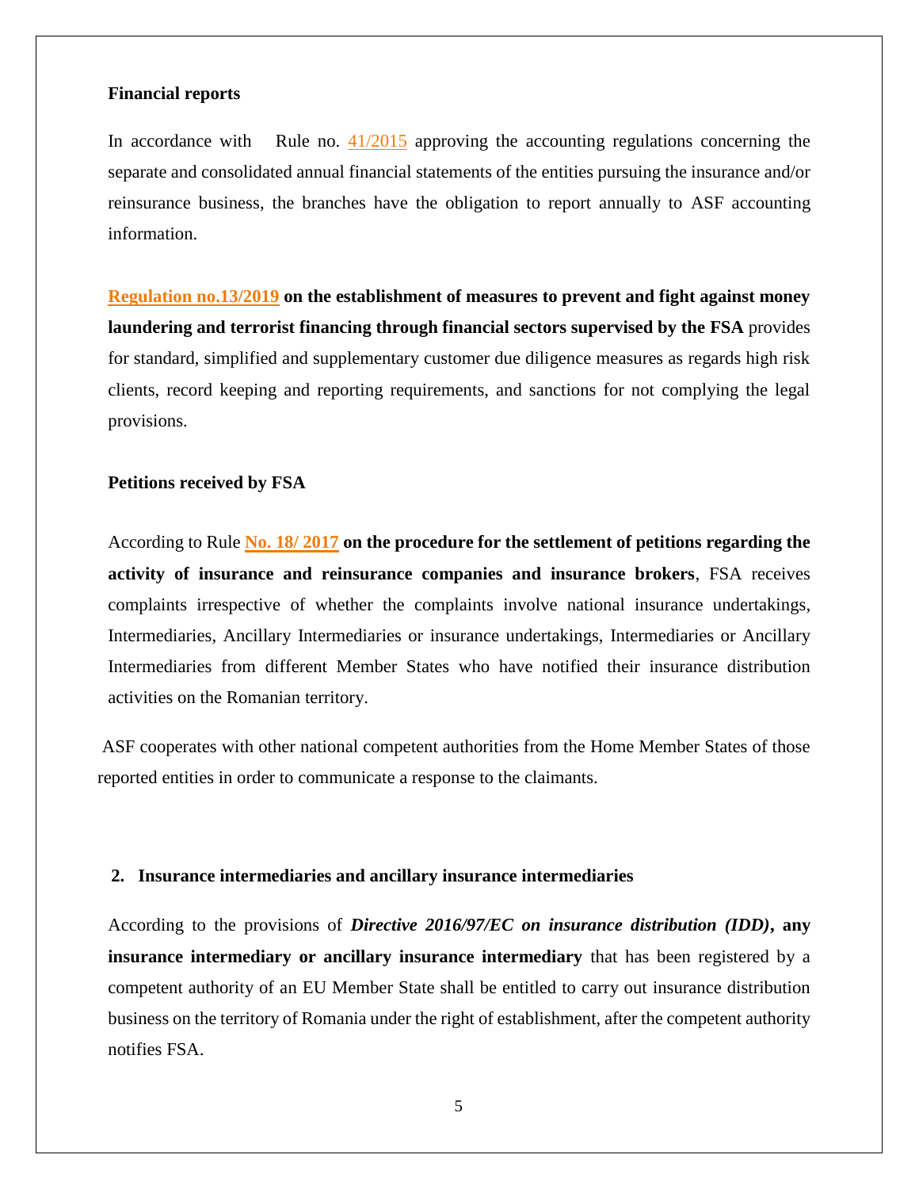**Financial reports**

In accordance with Rule no. 41/2015 approving the accounting regulations concerning the separate and consolidated annual financial statements of the entities pursuing the insurance and/or reinsurance business, the branches have the obligation to report annually to ASF accounting information.

**Regulation no.13/2019 on the establishment of measures to prevent and fight against money laundering and terrorist financing through financial sectors supervised by the FSA** provides for standard, simplified and supplementary customer due diligence measures as regards high risk clients, record keeping and reporting requirements, and sanctions for not complying the legal provisions.

**Petitions received by FSA**

According to Rule **No. 18/ 2017 on the procedure for the settlement of petitions regarding the activity of insurance and reinsurance companies and insurance brokers**, FSA receives complaints irrespective of whether the complaints involve national insurance undertakings, Intermediaries, Ancillary Intermediaries or insurance undertakings, Intermediaries or Ancillary Intermediaries from different Member States who have notified their insurance distribution activities on the Romanian territory.

ASF cooperates with other national competent authorities from the Home Member States of those reported entities in order to communicate a response to the claimants.

## 2. Insurance intermediaries and ancillary insurance intermediaries

According to the provisions of ***Directive 2016/97/EC on insurance distribution (IDD)*, any insurance intermediary or ancillary insurance intermediary** that has been registered by a competent authority of an EU Member State shall be entitled to carry out insurance distribution business on the territory of Romania under the right of establishment, after the competent authority notifies FSA.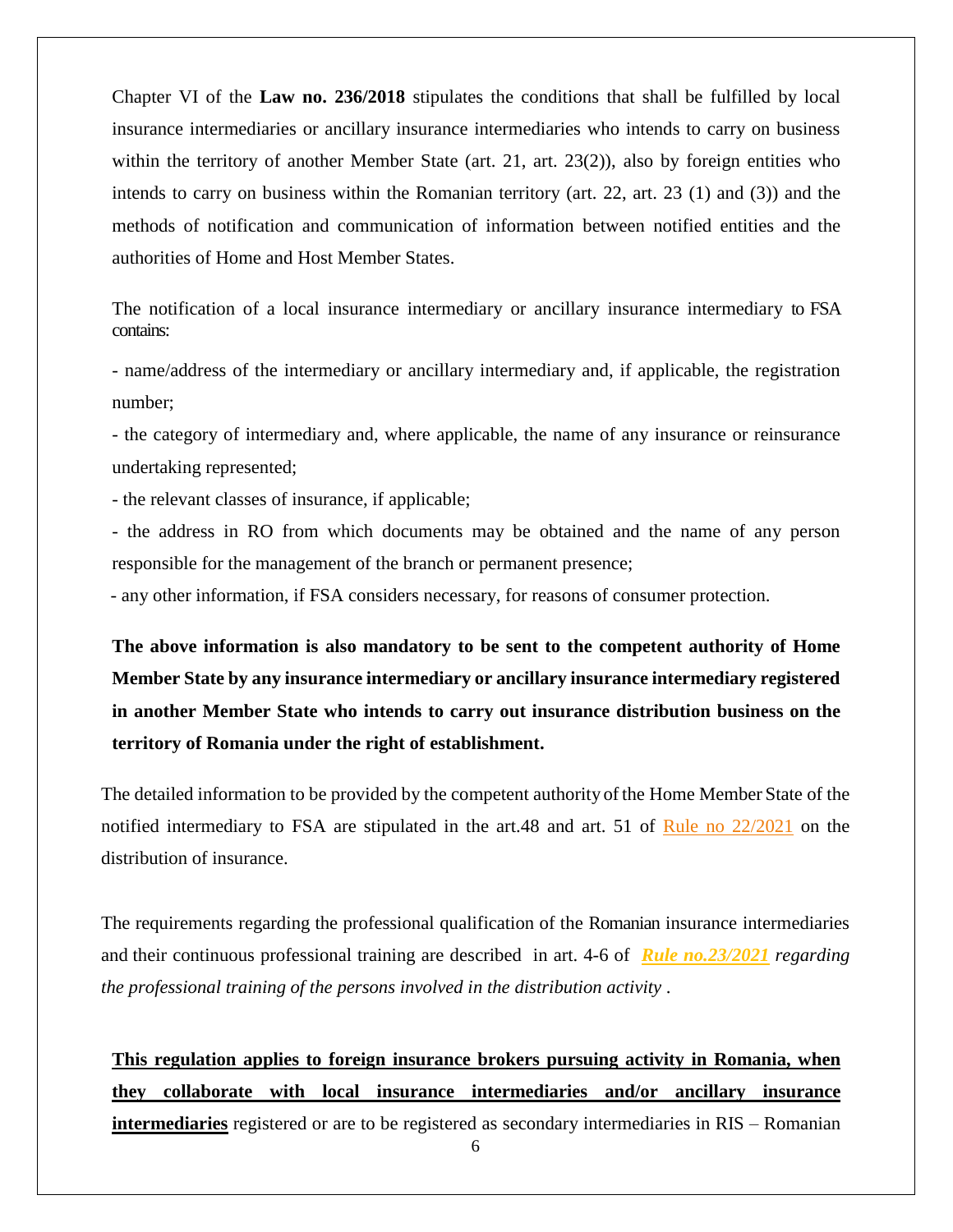Chapter VI of the **Law no. 236/2018** stipulates the conditions that shall be fulfilled by local insurance intermediaries or ancillary insurance intermediaries who intends to carry on business within the territory of another Member State (art. 21, art. 23(2)), also by foreign entities who intends to carry on business within the Romanian territory (art. 22, art. 23 (1) and (3)) and the methods of notification and communication of information between notified entities and the authorities of Home and Host Member States.

The notification of a local insurance intermediary or ancillary insurance intermediary to FSA contains:

- name/address of the intermediary or ancillary intermediary and, if applicable, the registration number;
- the category of intermediary and, where applicable, the name of any insurance or reinsurance undertaking represented;
- the relevant classes of insurance, if applicable;
- the address in RO from which documents may be obtained and the name of any person responsible for the management of the branch or permanent presence;
- any other information, if FSA considers necessary, for reasons of consumer protection.

**The above information is also mandatory to be sent to the competent authority of Home Member State by any insurance intermediary or ancillary insurance intermediary registered in another Member State who intends to carry out insurance distribution business on the territory of Romania under the right of establishment.**

The detailed information to be provided by the competent authority of the Home Member State of the notified intermediary to FSA are stipulated in the art.48 and art. 51 of Rule no 22/2021 on the distribution of insurance.

The requirements regarding the professional qualification of the Romanian insurance intermediaries and their continuous professional training are described in art. 4-6 of ***Rule no.23/2021*** *regarding the professional training of the persons involved in the distribution activity* .

**This regulation applies to foreign insurance brokers pursuing activity in Romania, when they collaborate with local insurance intermediaries and/or ancillary insurance intermediaries** registered or are to be registered as secondary intermediaries in RIS – Romanian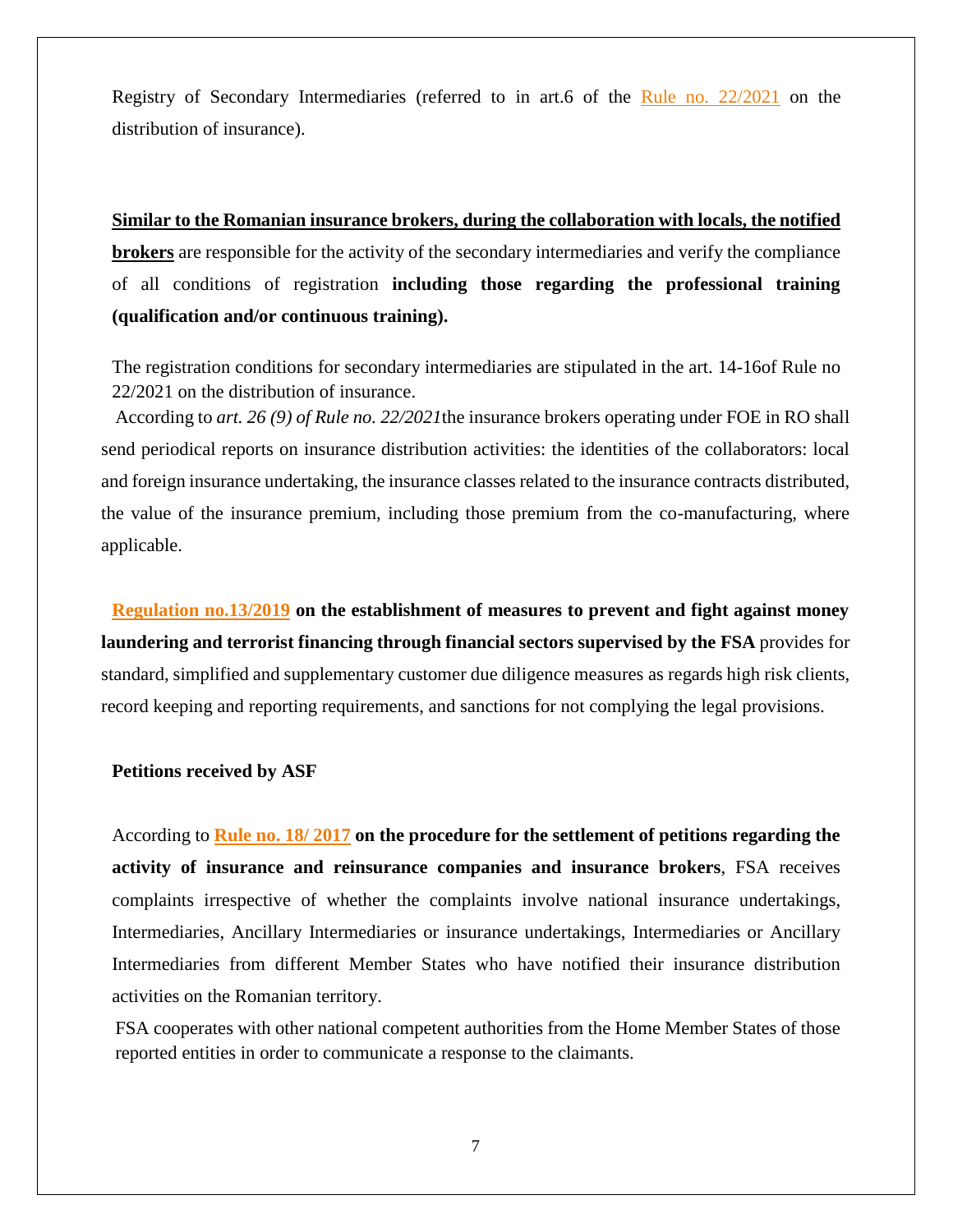Registry of Secondary Intermediaries (referred to in art.6 of the Rule no. 22/2021 on the distribution of insurance).

**Similar to the Romanian insurance brokers, during the collaboration with locals, the notified brokers** are responsible for the activity of the secondary intermediaries and verify the compliance of all conditions of registration **including those regarding the professional training (qualification and/or continuous training).**

The registration conditions for secondary intermediaries are stipulated in the art. 14-16of Rule no 22/2021 on the distribution of insurance.

According to *art. 26 (9) of Rule no. 22/2021*the insurance brokers operating under FOE in RO shall send periodical reports on insurance distribution activities: the identities of the collaborators: local and foreign insurance undertaking, the insurance classes related to the insurance contracts distributed, the value of the insurance premium, including those premium from the co-manufacturing, where applicable.

**Regulation no.13/2019 on the establishment of measures to prevent and fight against money laundering and terrorist financing through financial sectors supervised by the FSA** provides for standard, simplified and supplementary customer due diligence measures as regards high risk clients, record keeping and reporting requirements, and sanctions for not complying the legal provisions.

**Petitions received by ASF**

According to **Rule no. 18/ 2017 on the procedure for the settlement of petitions regarding the activity of insurance and reinsurance companies and insurance brokers**, FSA receives complaints irrespective of whether the complaints involve national insurance undertakings, Intermediaries, Ancillary Intermediaries or insurance undertakings, Intermediaries or Ancillary Intermediaries from different Member States who have notified their insurance distribution activities on the Romanian territory.

FSA cooperates with other national competent authorities from the Home Member States of those reported entities in order to communicate a response to the claimants.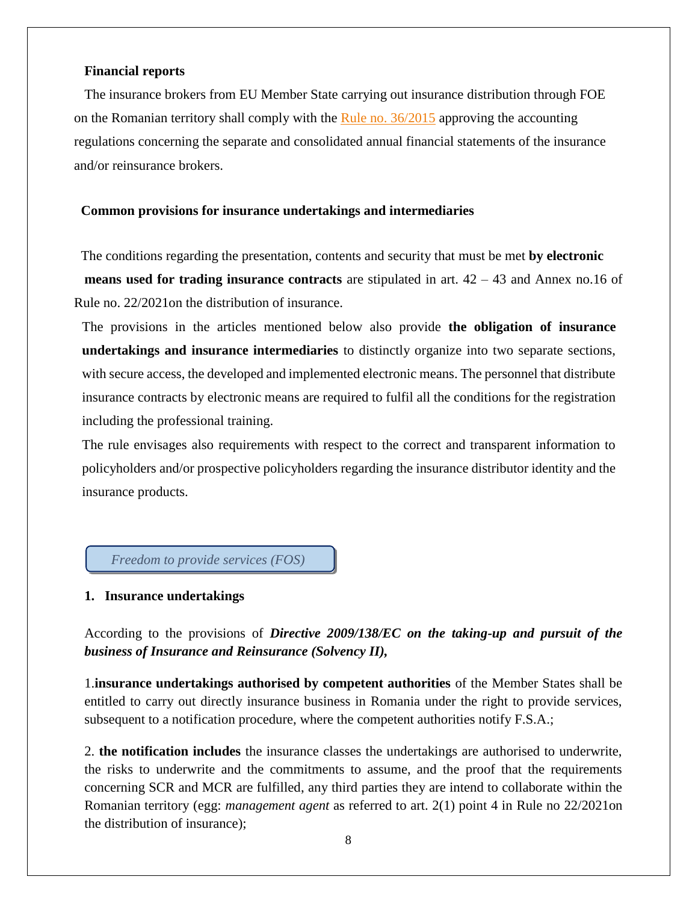**Financial reports**

The insurance brokers from EU Member State carrying out insurance distribution through FOE on the Romanian territory shall comply with the [Rule no. 36/2015] approving the accounting regulations concerning the separate and consolidated annual financial statements of the insurance and/or reinsurance brokers.

**Common provisions for insurance undertakings and intermediaries**

The conditions regarding the presentation, contents and security that must be met **by electronic means used for trading insurance contracts** are stipulated in art. 42 – 43 and Annex no.16 of Rule no. 22/2021on the distribution of insurance.

The provisions in the articles mentioned below also provide **the obligation of insurance undertakings and insurance intermediaries** to distinctly organize into two separate sections, with secure access, the developed and implemented electronic means. The personnel that distribute insurance contracts by electronic means are required to fulfil all the conditions for the registration including the professional training.

The rule envisages also requirements with respect to the correct and transparent information to policyholders and/or prospective policyholders regarding the insurance distributor identity and the insurance products.

*Freedom to provide services (FOS)*

**1. Insurance undertakings**

According to the provisions of ***Directive 2009/138/EC on the taking-up and pursuit of the business of Insurance and Reinsurance (Solvency II),***

1.**insurance undertakings authorised by competent authorities** of the Member States shall be entitled to carry out directly insurance business in Romania under the right to provide services, subsequent to a notification procedure, where the competent authorities notify F.S.A.;

2. **the notification includes** the insurance classes the undertakings are authorised to underwrite, the risks to underwrite and the commitments to assume, and the proof that the requirements concerning SCR and MCR are fulfilled, any third parties they are intend to collaborate within the Romanian territory (egg: *management agent* as referred to art. 2(1) point 4 in Rule no 22/2021on the distribution of insurance);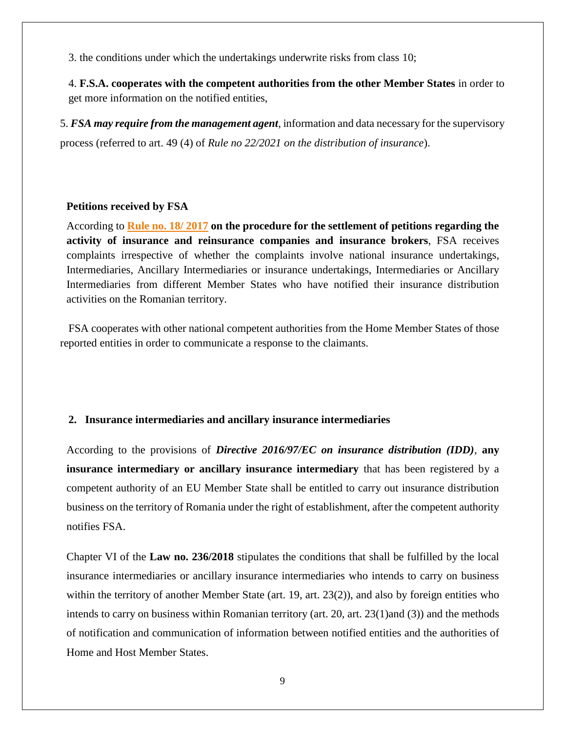3. the conditions under which the undertakings underwrite risks from class 10;

4. **F.S.A. cooperates with the competent authorities from the other Member States** in order to get more information on the notified entities,

5. ***FSA may require from the management agent***, information and data necessary for the supervisory process (referred to art. 49 (4) of *Rule no 22/2021 on the distribution of insurance*).

**Petitions received by FSA**

According to **Rule no. 18/ 2017 on the procedure for the settlement of petitions regarding the activity of insurance and reinsurance companies and insurance brokers**, FSA receives complaints irrespective of whether the complaints involve national insurance undertakings, Intermediaries, Ancillary Intermediaries or insurance undertakings, Intermediaries or Ancillary Intermediaries from different Member States who have notified their insurance distribution activities on the Romanian territory.

FSA cooperates with other national competent authorities from the Home Member States of those reported entities in order to communicate a response to the claimants.

## 2. Insurance intermediaries and ancillary insurance intermediaries

According to the provisions of ***Directive 2016/97/EC on insurance distribution (IDD)***, **any insurance intermediary or ancillary insurance intermediary** that has been registered by a competent authority of an EU Member State shall be entitled to carry out insurance distribution business on the territory of Romania under the right of establishment, after the competent authority notifies FSA.

Chapter VI of the **Law no. 236/2018** stipulates the conditions that shall be fulfilled by the local insurance intermediaries or ancillary insurance intermediaries who intends to carry on business within the territory of another Member State (art. 19, art. 23(2)), and also by foreign entities who intends to carry on business within Romanian territory (art. 20, art. 23(1)and (3)) and the methods of notification and communication of information between notified entities and the authorities of Home and Host Member States.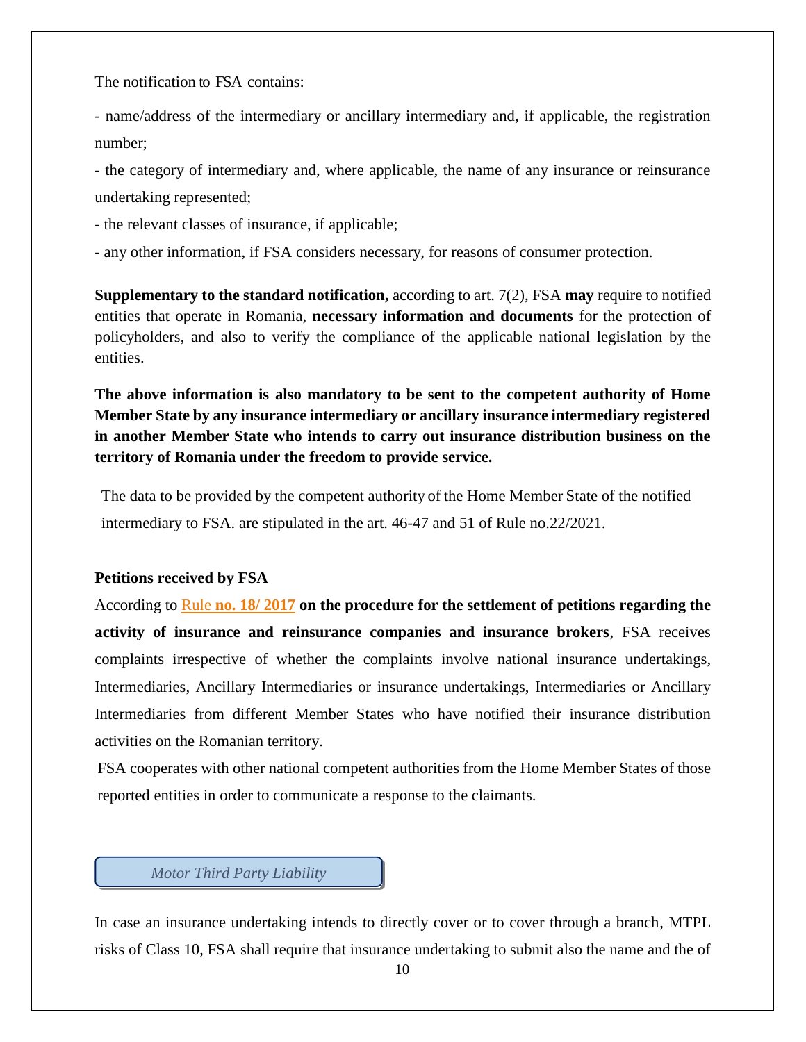The notification to FSA contains:

- name/address of the intermediary or ancillary intermediary and, if applicable, the registration number;
- the category of intermediary and, where applicable, the name of any insurance or reinsurance undertaking represented;
- the relevant classes of insurance, if applicable;
- any other information, if FSA considers necessary, for reasons of consumer protection.

**Supplementary to the standard notification,** according to art. 7(2), FSA **may** require to notified entities that operate in Romania, **necessary information and documents** for the protection of policyholders, and also to verify the compliance of the applicable national legislation by the entities.

**The above information is also mandatory to be sent to the competent authority of Home Member State by any insurance intermediary or ancillary insurance intermediary registered in another Member State who intends to carry out insurance distribution business on the territory of Romania under the freedom to provide service.**

The data to be provided by the competent authority of the Home Member State of the notified intermediary to FSA. are stipulated in the art. 46-47 and 51 of Rule no.22/2021.

**Petitions received by FSA**

According to Rule **no. 18/ 2017** **on the procedure for the settlement of petitions regarding the activity of insurance and reinsurance companies and insurance brokers**, FSA receives complaints irrespective of whether the complaints involve national insurance undertakings, Intermediaries, Ancillary Intermediaries or insurance undertakings, Intermediaries or Ancillary Intermediaries from different Member States who have notified their insurance distribution activities on the Romanian territory.

FSA cooperates with other national competent authorities from the Home Member States of those reported entities in order to communicate a response to the claimants.

### *Motor Third Party Liability*

In case an insurance undertaking intends to directly cover or to cover through a branch, MTPL risks of Class 10, FSA shall require that insurance undertaking to submit also the name and the of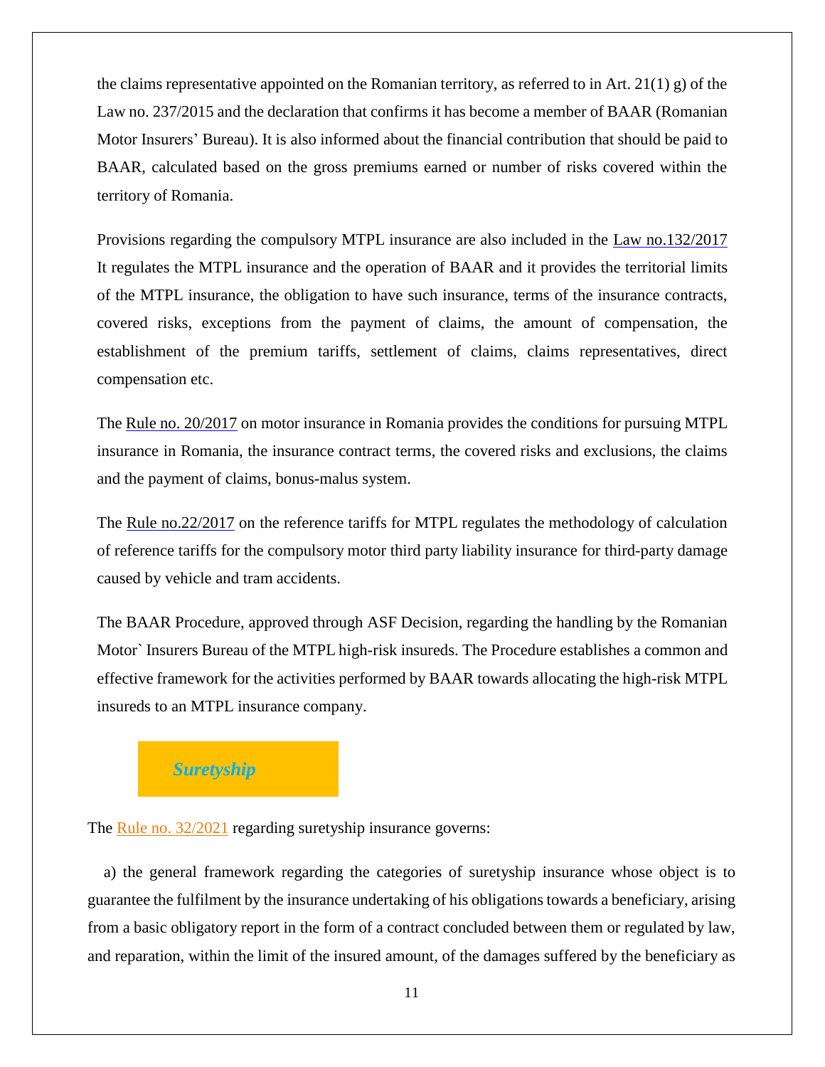the claims representative appointed on the Romanian territory, as referred to in Art. 21(1) g) of the Law no. 237/2015 and the declaration that confirms it has become a member of BAAR (Romanian Motor Insurers' Bureau). It is also informed about the financial contribution that should be paid to BAAR, calculated based on the gross premiums earned or number of risks covered within the territory of Romania.

Provisions regarding the compulsory MTPL insurance are also included in the Law no.132/2017 It regulates the MTPL insurance and the operation of BAAR and it provides the territorial limits of the MTPL insurance, the obligation to have such insurance, terms of the insurance contracts, covered risks, exceptions from the payment of claims, the amount of compensation, the establishment of the premium tariffs, settlement of claims, claims representatives, direct compensation etc.

The Rule no. 20/2017 on motor insurance in Romania provides the conditions for pursuing MTPL insurance in Romania, the insurance contract terms, the covered risks and exclusions, the claims and the payment of claims, bonus-malus system.

The Rule no.22/2017 on the reference tariffs for MTPL regulates the methodology of calculation of reference tariffs for the compulsory motor third party liability insurance for third-party damage caused by vehicle and tram accidents.

The BAAR Procedure, approved through ASF Decision, regarding the handling by the Romanian Motor` Insurers Bureau of the MTPL high-risk insureds. The Procedure establishes a common and effective framework for the activities performed by BAAR towards allocating the high-risk MTPL insureds to an MTPL insurance company.

## *Suretyship*

The Rule no. 32/2021 regarding suretyship insurance governs:

a) the general framework regarding the categories of suretyship insurance whose object is to guarantee the fulfilment by the insurance undertaking of his obligations towards a beneficiary, arising from a basic obligatory report in the form of a contract concluded between them or regulated by law, and reparation, within the limit of the insured amount, of the damages suffered by the beneficiary as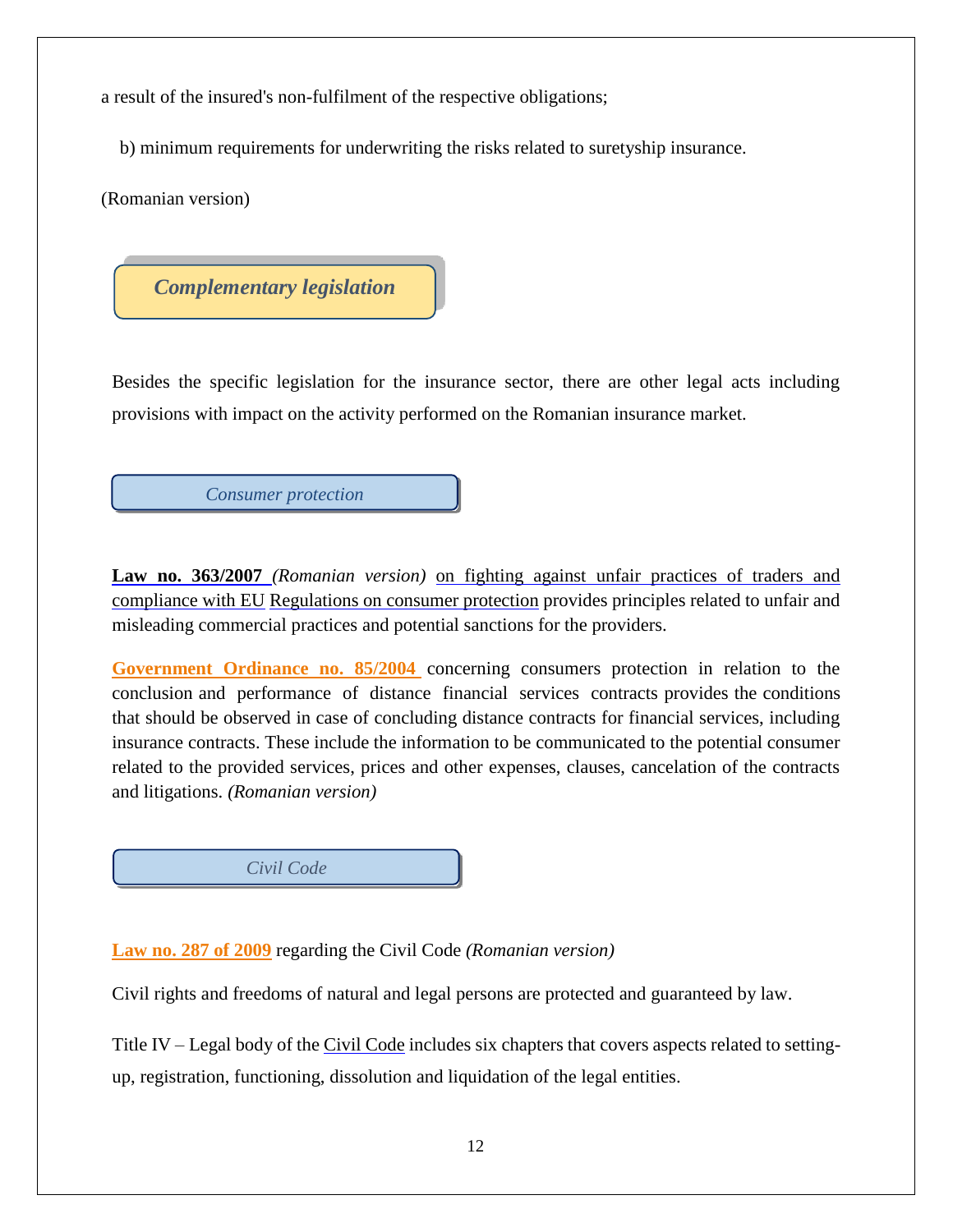a result of the insured's non-fulfilment of the respective obligations;

b) minimum requirements for underwriting the risks related to suretyship insurance.

(Romanian version)

## *Complementary legislation*

Besides the specific legislation for the insurance sector, there are other legal acts including provisions with impact on the activity performed on the Romanian insurance market.

### *Consumer protection*

**Law no. 363/2007** *(Romanian version)* on fighting against unfair practices of traders and compliance with EU Regulations on consumer protection provides principles related to unfair and misleading commercial practices and potential sanctions for the providers.

**Government Ordinance no. 85/2004** concerning consumers protection in relation to the conclusion and performance of distance financial services contracts provides the conditions that should be observed in case of concluding distance contracts for financial services, including insurance contracts. These include the information to be communicated to the potential consumer related to the provided services, prices and other expenses, clauses, cancelation of the contracts and litigations. *(Romanian version)*

### *Civil Code*

**Law no. 287 of 2009** regarding the Civil Code *(Romanian version)*

Civil rights and freedoms of natural and legal persons are protected and guaranteed by law.

Title IV – Legal body of the Civil Code includes six chapters that covers aspects related to setting-up, registration, functioning, dissolution and liquidation of the legal entities.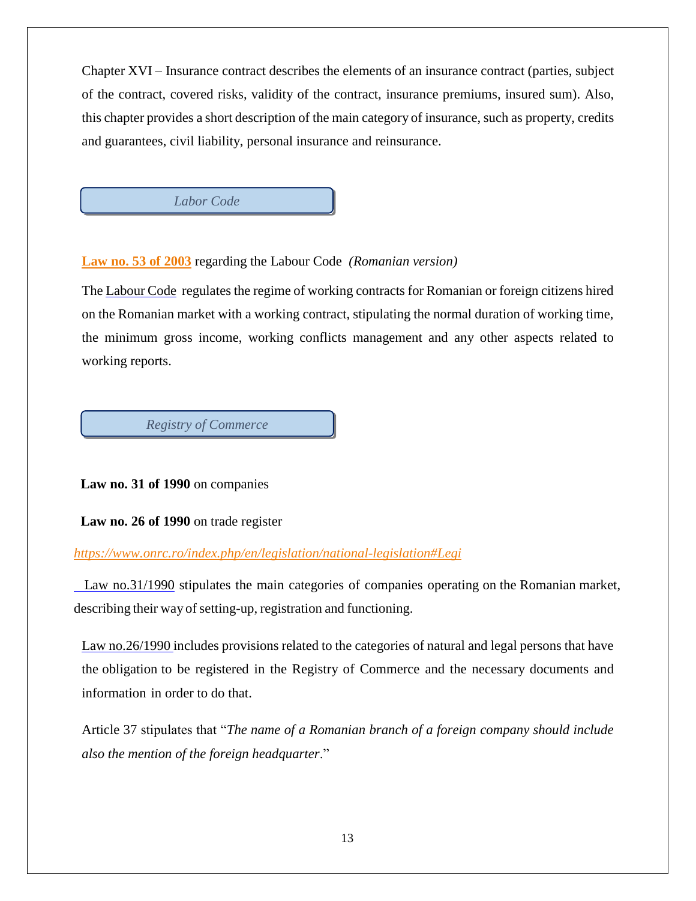Chapter XVI – Insurance contract describes the elements of an insurance contract (parties, subject of the contract, covered risks, validity of the contract, insurance premiums, insured sum). Also, this chapter provides a short description of the main category of insurance, such as property, credits and guarantees, civil liability, personal insurance and reinsurance.

## *Labor Code*

**Law no. 53 of 2003** regarding the Labour Code *(Romanian version)*

The Labour Code regulates the regime of working contracts for Romanian or foreign citizens hired on the Romanian market with a working contract, stipulating the normal duration of working time, the minimum gross income, working conflicts management and any other aspects related to working reports.

## *Registry of Commerce*

**Law no. 31 of 1990** on companies

**Law no. 26 of 1990** on trade register

*https://www.onrc.ro/index.php/en/legislation/national-legislation#Legi*

Law no.31/1990 stipulates the main categories of companies operating on the Romanian market, describing their way of setting-up, registration and functioning.

Law no.26/1990 includes provisions related to the categories of natural and legal persons that have the obligation to be registered in the Registry of Commerce and the necessary documents and information in order to do that.

Article 37 stipulates that "*The name of a Romanian branch of a foreign company should include also the mention of the foreign headquarter*."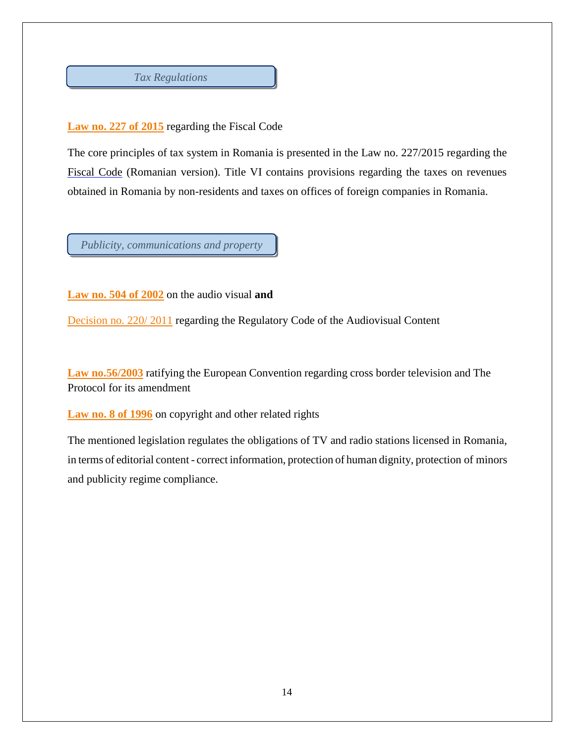## *Tax Regulations*

**Law no. 227 of 2015** regarding the Fiscal Code

The core principles of tax system in Romania is presented in the Law no. 227/2015 regarding the Fiscal Code (Romanian version). Title VI contains provisions regarding the taxes on revenues obtained in Romania by non-residents and taxes on offices of foreign companies in Romania.

## *Publicity, communications and property*

**Law no. 504 of 2002** on the audio visual **and**

Decision no. 220/ 2011 regarding the Regulatory Code of the Audiovisual Content

**Law no.56/2003** ratifying the European Convention regarding cross border television and The Protocol for its amendment

**Law no. 8 of 1996** on copyright and other related rights

The mentioned legislation regulates the obligations of TV and radio stations licensed in Romania, in terms of editorial content - correct information, protection of human dignity, protection of minors and publicity regime compliance.